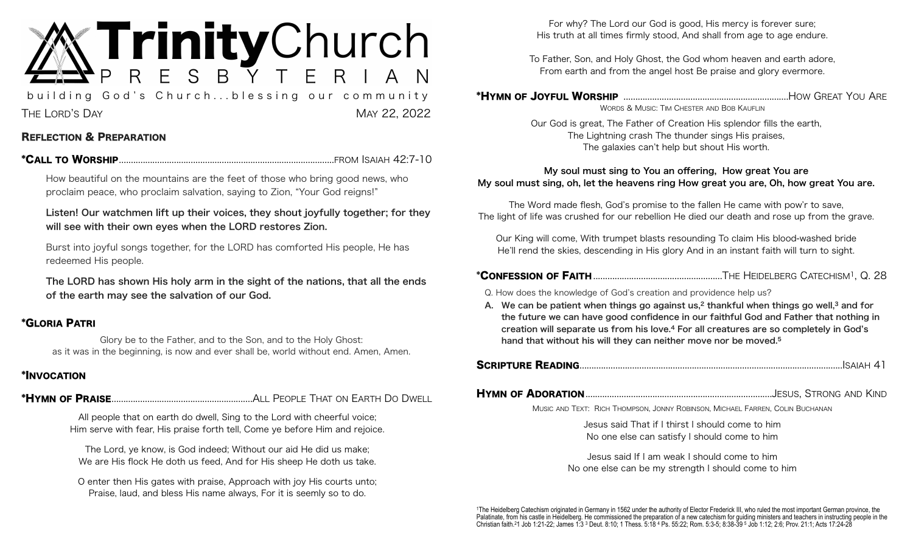# TrinityChurch PRESBYTERIAN

building God's Church...blessing our community

THE LORD'S DAY — MAY 22, 2022

## REFLECTION & PREPARATION

**\*CALL TO WORSHIP** .......... FROM ISAIAH 42:7-10

How beautiful on the mountains are the feet of those who bring good news, who proclaim peace, who proclaim salvation, saying to Zion, "Your God reigns!"

**Listen! Our watchmen lift up their voices, they shout joyfully together; for they will see with their own eyes when the LORD restores Zion.**

Burst into joyful songs together, for the LORD has comforted His people, He has redeemed His people.

**The LORD has shown His holy arm in the sight of the nations, that all the ends of the earth may see the salvation of our God.**

**\*GLORIA PATRI**

Glory be to the Father, and to the Son, and to the Holy Ghost:
as it was in the beginning, is now and ever shall be, world without end. Amen, Amen.

**\*INVOCATION**

**\*HYMN OF PRAISE** .......... ALL PEOPLE THAT ON EARTH DO DWELL

All people that on earth do dwell, Sing to the Lord with cheerful voice;
Him serve with fear, His praise forth tell, Come ye before Him and rejoice.

The Lord, ye know, is God indeed; Without our aid He did us make;
We are His flock He doth us feed, And for His sheep He doth us take.

O enter then His gates with praise, Approach with joy His courts unto;
Praise, laud, and bless His name always, For it is seemly so to do.

For why? The Lord our God is good, His mercy is forever sure;
His truth at all times firmly stood, And shall from age to age endure.

To Father, Son, and Holy Ghost, the God whom heaven and earth adore,
From earth and from the angel host Be praise and glory evermore.

**\*HYMN OF JOYFUL WORSHIP** .......... HOW GREAT YOU ARE

WORDS & MUSIC: TIM CHESTER AND BOB KAUFLIN

Our God is great, The Father of Creation His splendor fills the earth,
The Lightning crash The thunder sings His praises,
The galaxies can't help but shout His worth.

**My soul must sing to You an offering, How great You are**
**My soul must sing, oh, let the heavens ring How great you are, Oh, how great You are.**

The Word made flesh, God's promise to the fallen He came with pow'r to save,
The light of life was crushed for our rebellion He died our death and rose up from the grave.

Our King will come, With trumpet blasts resounding To claim His blood-washed bride
He'll rend the skies, descending in His glory And in an instant faith will turn to sight.

**\*CONFESSION OF FAITH** .......... THE HEIDELBERG CATECHISM[1], Q. 28

Q. How does the knowledge of God's creation and providence help us?

**A. We can be patient when things go against us,[2] thankful when things go well,[3] and for the future we can have good confidence in our faithful God and Father that nothing in creation will separate us from his love.[4] For all creatures are so completely in God's hand that without his will they can neither move nor be moved.[5]**

**SCRIPTURE READING** .......... ISAIAH 41

**HYMN OF ADORATION** .......... JESUS, STRONG AND KIND

MUSIC AND TEXT: RICH THOMPSON, JONNY ROBINSON, MICHAEL FARREN, COLIN BUCHANAN

Jesus said That if I thirst I should come to him
No one else can satisfy I should come to him

Jesus said If I am weak I should come to him
No one else can be my strength I should come to him

[1]The Heidelberg Catechism originated in Germany in 1562 under the authority of Elector Frederick III, who ruled the most important German province, the Palatinate, from his castle in Heidelberg. He commissioned the preparation of a new catechism for guiding ministers and teachers in instructing people in the Christian faith.[2]1 Job 1:21-22; James 1:3 [3] Deut. 8:10; 1 Thess. 5:18 [4] Ps. 55:22; Rom. 5:3-5; 8:38-39 [5] Job 1:12; 2:6; Prov. 21:1; Acts 17:24-28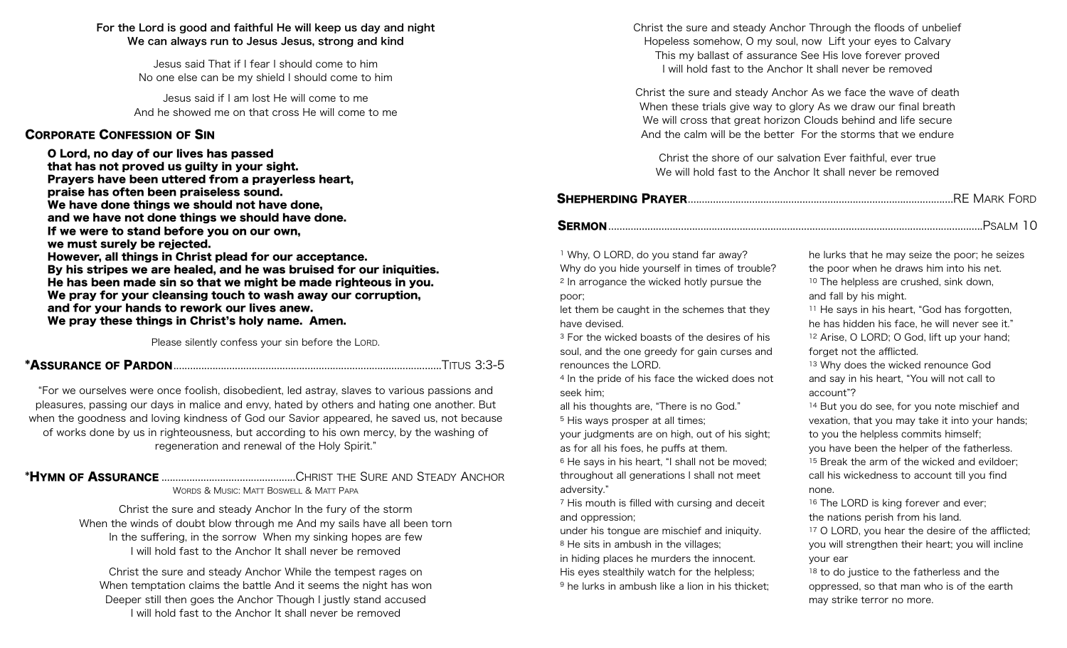**For the Lord is good and faithful He will keep us day and night**
**We can always run to Jesus Jesus, strong and kind**

Jesus said That if I fear I should come to him
No one else can be my shield I should come to him

Jesus said if I am lost He will come to me
And he showed me on that cross He will come to me

## Corporate Confession of Sin

**O Lord, no day of our lives has passed**
**that has not proved us guilty in your sight.**
**Prayers have been uttered from a prayerless heart,**
**praise has often been praiseless sound.**
**We have done things we should not have done,**
**and we have not done things we should have done.**
**If we were to stand before you on our own,**
**we must surely be rejected.**
**However, all things in Christ plead for our acceptance.**
**By his stripes we are healed, and he was bruised for our iniquities.**
**He has been made sin so that we might be made righteous in you.**
**We pray for your cleansing touch to wash away our corruption,**
**and for your hands to rework our lives anew.**
**We pray these things in Christ's holy name. Amen.**

Please silently confess your sin before the Lord.

## *Assurance of Pardon.......Titus 3:3-5

"For we ourselves were once foolish, disobedient, led astray, slaves to various passions and pleasures, passing our days in malice and envy, hated by others and hating one another. But when the goodness and loving kindness of God our Savior appeared, he saved us, not because of works done by us in righteousness, but according to his own mercy, by the washing of regeneration and renewal of the Holy Spirit."

## *Hymn of Assurance.......Christ the Sure and Steady Anchor

Words & Music: Matt Boswell & Matt Papa

Christ the sure and steady Anchor In the fury of the storm
When the winds of doubt blow through me And my sails have all been torn
In the suffering, in the sorrow When my sinking hopes are few
I will hold fast to the Anchor It shall never be removed

Christ the sure and steady Anchor While the tempest rages on
When temptation claims the battle And it seems the night has won
Deeper still then goes the Anchor Though I justly stand accused
I will hold fast to the Anchor It shall never be removed

Christ the sure and steady Anchor Through the floods of unbelief
Hopeless somehow, O my soul, now Lift your eyes to Calvary
This my ballast of assurance See His love forever proved
I will hold fast to the Anchor It shall never be removed

Christ the sure and steady Anchor As we face the wave of death
When these trials give way to glory As we draw our final breath
We will cross that great horizon Clouds behind and life secure
And the calm will be the better For the storms that we endure

Christ the shore of our salvation Ever faithful, ever true
We will hold fast to the Anchor It shall never be removed

## Shepherding Prayer.......RE Mark Ford

## Sermon.......Psalm 10

[1] Why, O LORD, do you stand far away?
Why do you hide yourself in times of trouble?
[2] In arrogance the wicked hotly pursue the poor;
let them be caught in the schemes that they have devised.
[3] For the wicked boasts of the desires of his soul, and the one greedy for gain curses and renounces the LORD.
[4] In the pride of his face the wicked does not seek him;
all his thoughts are, "There is no God."
[5] His ways prosper at all times;
your judgments are on high, out of his sight;
as for all his foes, he puffs at them.
[6] He says in his heart, "I shall not be moved;
throughout all generations I shall not meet adversity."
[7] His mouth is filled with cursing and deceit and oppression;
under his tongue are mischief and iniquity.
[8] He sits in ambush in the villages;
in hiding places he murders the innocent.
His eyes stealthily watch for the helpless;
[9] he lurks in ambush like a lion in his thicket;
he lurks that he may seize the poor; he seizes the poor when he draws him into his net.
[10] The helpless are crushed, sink down,
and fall by his might.
[11] He says in his heart, "God has forgotten,
he has hidden his face, he will never see it."
[12] Arise, O LORD; O God, lift up your hand;
forget not the afflicted.
[13] Why does the wicked renounce God
and say in his heart, "You will not call to account"?
[14] But you do see, for you note mischief and vexation, that you may take it into your hands;
to you the helpless commits himself;
you have been the helper of the fatherless.
[15] Break the arm of the wicked and evildoer;
call his wickedness to account till you find none.
[16] The LORD is king forever and ever;
the nations perish from his land.
[17] O LORD, you hear the desire of the afflicted;
you will strengthen their heart; you will incline your ear
[18] to do justice to the fatherless and the oppressed, so that man who is of the earth may strike terror no more.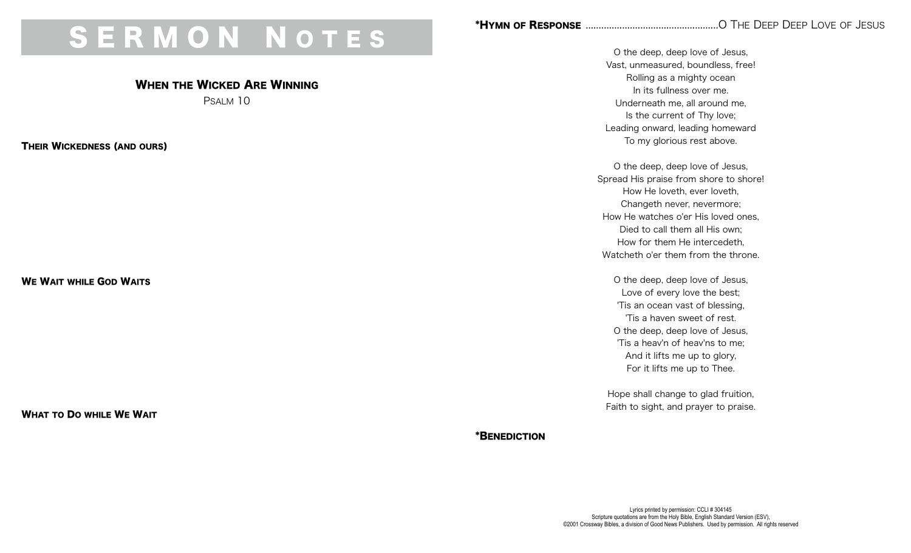# SERMON NOTES

## WHEN THE WICKED ARE WINNING

PSALM 10

**THEIR WICKEDNESS (AND OURS)**

**WE WAIT WHILE GOD WAITS**

**WHAT TO DO WHILE WE WAIT**

**\*HYMN OF RESPONSE** ..................................................O THE DEEP DEEP LOVE OF JESUS

O the deep, deep love of Jesus,
Vast, unmeasured, boundless, free!
Rolling as a mighty ocean
In its fullness over me.
Underneath me, all around me,
Is the current of Thy love;
Leading onward, leading homeward
To my glorious rest above.

O the deep, deep love of Jesus,
Spread His praise from shore to shore!
How He loveth, ever loveth,
Changeth never, nevermore;
How He watches o'er His loved ones,
Died to call them all His own;
How for them He intercedeth,
Watcheth o'er them from the throne.

O the deep, deep love of Jesus,
Love of every love the best;
'Tis an ocean vast of blessing,
'Tis a haven sweet of rest.
O the deep, deep love of Jesus,
'Tis a heav'n of heav'ns to me;
And it lifts me up to glory,
For it lifts me up to Thee.

Hope shall change to glad fruition,
Faith to sight, and prayer to praise.

**\*BENEDICTION**

Lyrics printed by permission: CCLI # 304145
Scripture quotations are from the Holy Bible, English Standard Version (ESV),
©2001 Crossway Bibles, a division of Good News Publishers. Used by permission. All rights reserved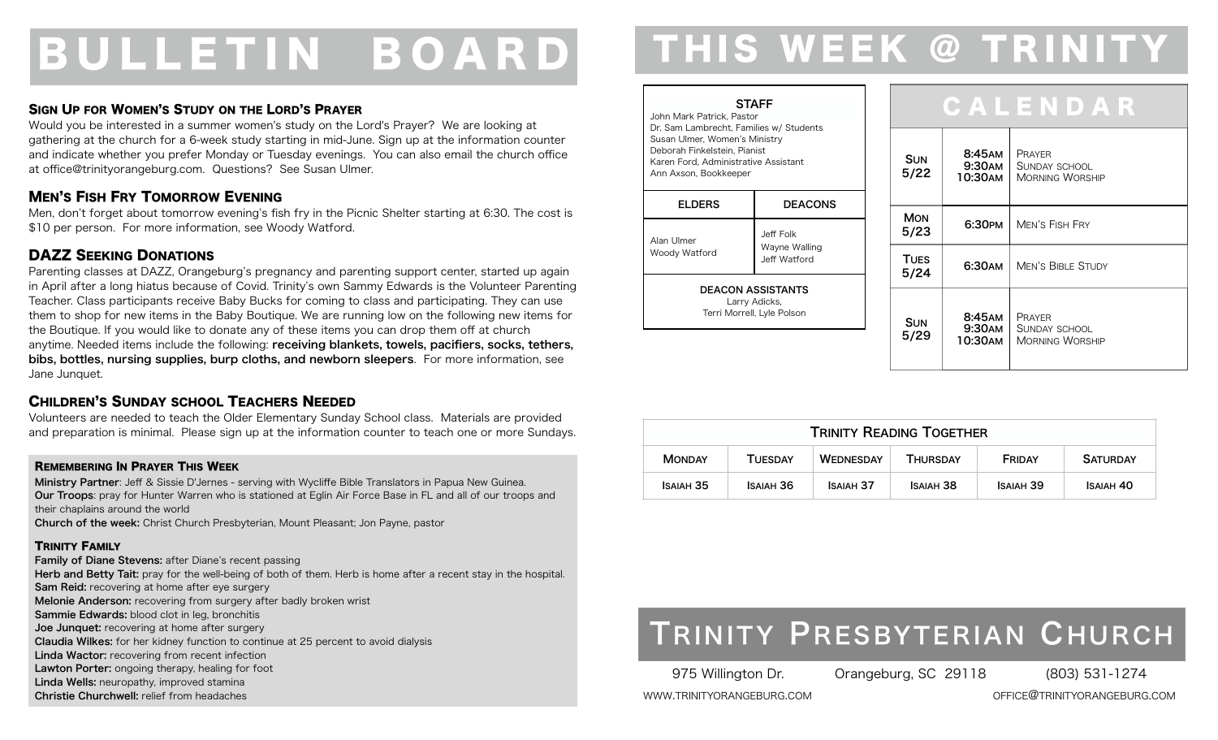# BULLETIN BOARD

### Sign Up for Women's Study on the Lord's Prayer

Would you be interested in a summer women's study on the Lord's Prayer? We are looking at gathering at the church for a 6-week study starting in mid-June. Sign up at the information counter and indicate whether you prefer Monday or Tuesday evenings. You can also email the church office at office@trinityorangeburg.com. Questions? See Susan Ulmer.

### Men's Fish Fry Tomorrow Evening

Men, don't forget about tomorrow evening's fish fry in the Picnic Shelter starting at 6:30. The cost is $10 per person. For more information, see Woody Watford.

### DAZZ Seeking Donations

Parenting classes at DAZZ, Orangeburg's pregnancy and parenting support center, started up again in April after a long hiatus because of Covid. Trinity's own Sammy Edwards is the Volunteer Parenting Teacher. Class participants receive Baby Bucks for coming to class and participating. They can use them to shop for new items in the Baby Boutique. We are running low on the following new items for the Boutique. If you would like to donate any of these items you can drop them off at church anytime. Needed items include the following: **receiving blankets, towels, pacifiers, socks, tethers, bibs, bottles, nursing supplies, burp cloths, and newborn sleepers**. For more information, see Jane Junquet.

### Children's Sunday school Teachers Needed

Volunteers are needed to teach the Older Elementary Sunday School class. Materials are provided and preparation is minimal. Please sign up at the information counter to teach one or more Sundays.

#### Remembering In Prayer This Week

**Ministry Partner**: Jeff & Sissie D'Jernes - serving with Wycliffe Bible Translators in Papua New Guinea.
**Our Troops**: pray for Hunter Warren who is stationed at Eglin Air Force Base in FL and all of our troops and their chaplains around the world
**Church of the week:** Christ Church Presbyterian, Mount Pleasant; Jon Payne, pastor

#### Trinity Family

**Family of Diane Stevens:** after Diane's recent passing
**Herb and Betty Tait:** pray for the well-being of both of them. Herb is home after a recent stay in the hospital.
**Sam Reid:** recovering at home after eye surgery
**Melonie Anderson:** recovering from surgery after badly broken wrist
**Sammie Edwards:** blood clot in leg, bronchitis
**Joe Junquet:** recovering at home after surgery
**Claudia Wilkes:** for her kidney function to continue at 25 percent to avoid dialysis
**Linda Wactor:** recovering from recent infection
**Lawton Porter:** ongoing therapy, healing for foot
**Linda Wells:** neuropathy, improved stamina
**Christie Churchwell:** relief from headaches

# THIS WEEK @ TRINITY

**STAFF**

John Mark Patrick, Pastor
Dr. Sam Lambrecht, Families w/ Students
Susan Ulmer, Women's Ministry
Deborah Finkelstein, Pianist
Karen Ford, Administrative Assistant
Ann Axson, Bookkeeper

| ELDERS | DEACONS |
|---|---|
| Alan Ulmer<br>Woody Watford | Jeff Folk<br>Wayne Walling<br>Jeff Watford |

**DEACON ASSISTANTS**
Larry Adicks,
Terri Morrell, Lyle Polson

## CALENDAR

| | | |
|---|---|---|
| Sun 5/22 | 8:45am<br>9:30am<br>10:30am | Prayer<br>Sunday school<br>Morning Worship |
| Mon 5/23 | 6:30pm | Men's Fish Fry |
| Tues 5/24 | 6:30am | Men's Bible Study |
| Sun 5/29 | 8:45am<br>9:30am<br>10:30am | Prayer<br>Sunday school<br>Morning Worship |

**Trinity Reading Together**

| Monday | Tuesday | Wednesday | Thursday | Friday | Saturday |
|---|---|---|---|---|---|
| Isaiah 35 | Isaiah 36 | Isaiah 37 | Isaiah 38 | Isaiah 39 | Isaiah 40 |

## Trinity Presbyterian Church

975 Willington Dr. Orangeburg, SC 29118 (803) 531-1274

WWW.TRINITYORANGEBURG.COM OFFICE@TRINITYORANGEBURG.COM